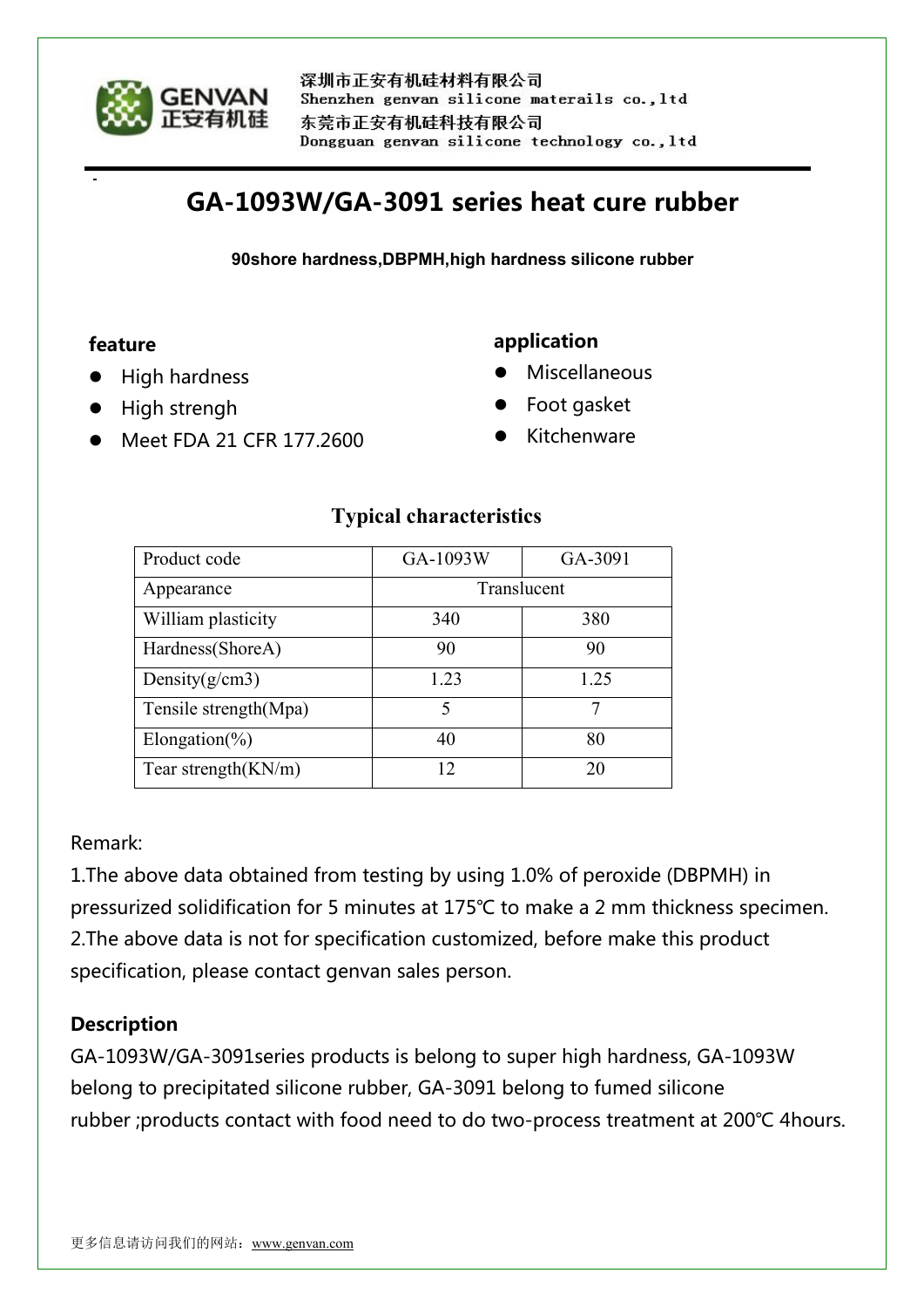GENVAN 正安有机硅

深圳市正安有机硅材料有限公司
Shenzhen genvan silicone materails co.,ltd
东莞市正安有机硅科技有限公司
Dongguan genvan silicone technology co.,ltd

# GA-1093W/GA-3091 series heat cure rubber

**90shore hardness,DBPMH,high hardness silicone rubber**

### feature

- High hardness
- High strengh
- Meet FDA 21 CFR 177.2600

### application

- Miscellaneous
- Foot gasket
- Kitchenware

## Typical characteristics

| Product code | GA-1093W | GA-3091 |
| --- | --- | --- |
| Appearance | Translucent | |
| William plasticity | 340 | 380 |
| Hardness(ShoreA) | 90 | 90 |
| Density(g/cm3) | 1.23 | 1.25 |
| Tensile strength(Mpa) | 5 | 7 |
| Elongation(%) | 40 | 80 |
| Tear strength(KN/m) | 12 | 20 |

Remark:

1.The above data obtained from testing by using 1.0% of peroxide (DBPMH) in pressurized solidification for 5 minutes at 175℃ to make a 2 mm thickness specimen.

2.The above data is not for specification customized, before make this product specification, please contact genvan sales person.

### Description

GA-1093W/GA-3091series products is belong to super high hardness, GA-1093W belong to precipitated silicone rubber, GA-3091 belong to fumed silicone rubber ;products contact with food need to do two-process treatment at 200℃ 4hours.

更多信息请访问我们的网站：www.genvan.com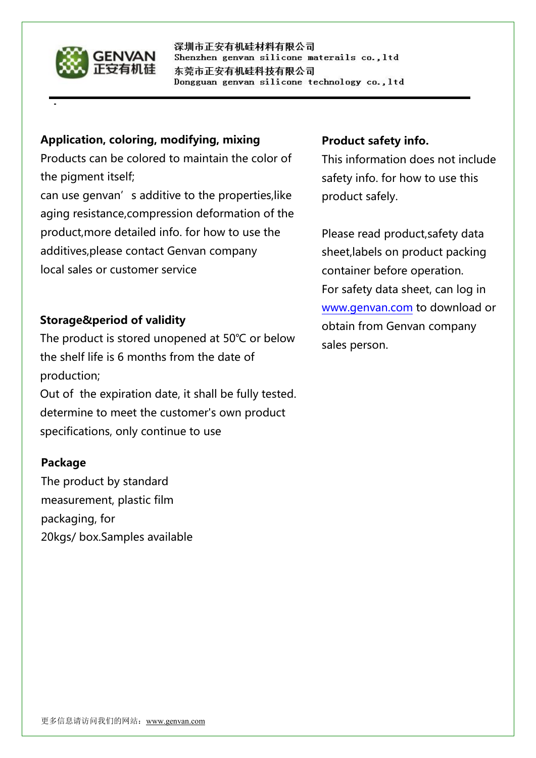## Application, coloring, modifying, mixing

Products can be colored to maintain the color of the pigment itself;

can use genvan's additive to the properties,like aging resistance,compression deformation of the product,more detailed info. for how to use the additives,please contact Genvan company local sales or customer service

## Storage&period of validity

The product is stored unopened at 50℃ or below the shelf life is 6 months from the date of production;

Out of the expiration date, it shall be fully tested. determine to meet the customer's own product specifications, only continue to use

## Package

The product by standard measurement, plastic film packaging, for 20kgs/ box.Samples available

## Product safety info.

This information does not include safety info. for how to use this product safely.

Please read product,safety data sheet,labels on product packing container before operation.

For safety data sheet, can log in www.genvan.com to download or obtain from Genvan company sales person.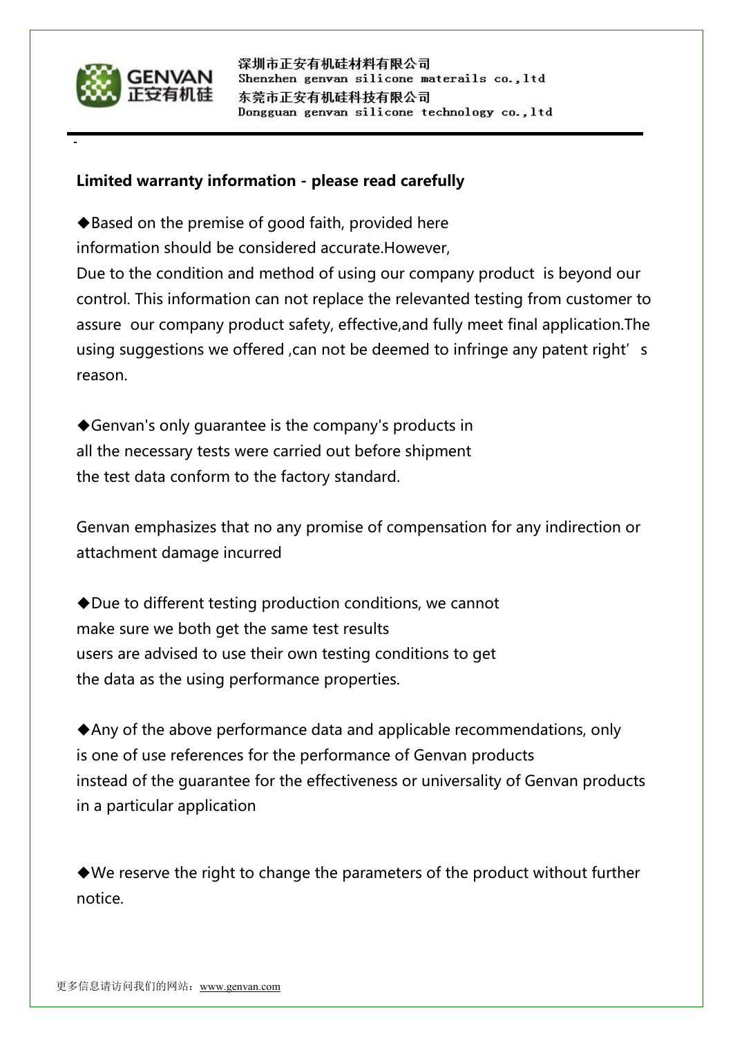## Limited warranty information - please read carefully

◆Based on the premise of good faith, provided here information should be considered accurate.However, Due to the condition and method of using our company product is beyond our control. This information can not replace the relevanted testing from customer to assure our company product safety, effective,and fully meet final application.The using suggestions we offered ,can not be deemed to infringe any patent right’ s reason.

◆Genvan's only guarantee is the company's products in all the necessary tests were carried out before shipment the test data conform to the factory standard.

Genvan emphasizes that no any promise of compensation for any indirection or attachment damage incurred

◆Due to different testing production conditions, we cannot make sure we both get the same test results users are advised to use their own testing conditions to get the data as the using performance properties.

◆Any of the above performance data and applicable recommendations, only is one of use references for the performance of Genvan products instead of the guarantee for the effectiveness or universality of Genvan products in a particular application

◆We reserve the right to change the parameters of the product without further notice.